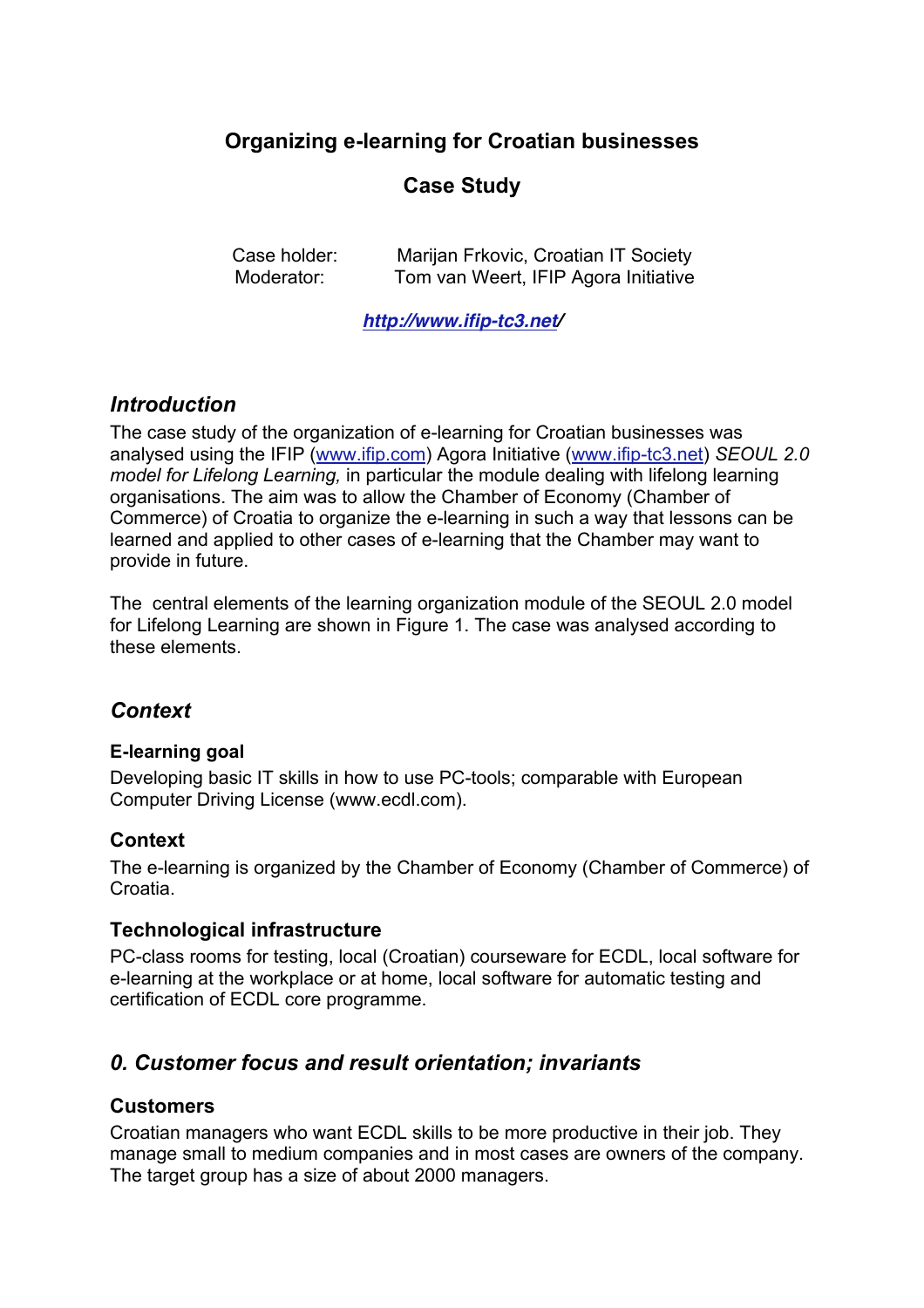# Organizing e-learning for Croatian businesses

## Case Study

Case holder: Marijan Frkovic, Croatian IT Society
Moderator: Tom van Weert, IFIP Agora Initiative

***http://www.ifip-tc3.net/***

## *Introduction*

The case study of the organization of e-learning for Croatian businesses was analysed using the IFIP (www.ifip.com) Agora Initiative (www.ifip-tc3.net) *SEOUL 2.0 model for Lifelong Learning,* in particular the module dealing with lifelong learning organisations. The aim was to allow the Chamber of Economy (Chamber of Commerce) of Croatia to organize the e-learning in such a way that lessons can be learned and applied to other cases of e-learning that the Chamber may want to provide in future.

The central elements of the learning organization module of the SEOUL 2.0 model for Lifelong Learning are shown in Figure 1. The case was analysed according to these elements.

## *Context*

### E-learning goal

Developing basic IT skills in how to use PC-tools; comparable with European Computer Driving License (www.ecdl.com).

### Context

The e-learning is organized by the Chamber of Economy (Chamber of Commerce) of Croatia.

### Technological infrastructure

PC-class rooms for testing, local (Croatian) courseware for ECDL, local software for e-learning at the workplace or at home, local software for automatic testing and certification of ECDL core programme.

## *0. Customer focus and result orientation; invariants*

### Customers

Croatian managers who want ECDL skills to be more productive in their job. They manage small to medium companies and in most cases are owners of the company. The target group has a size of about 2000 managers.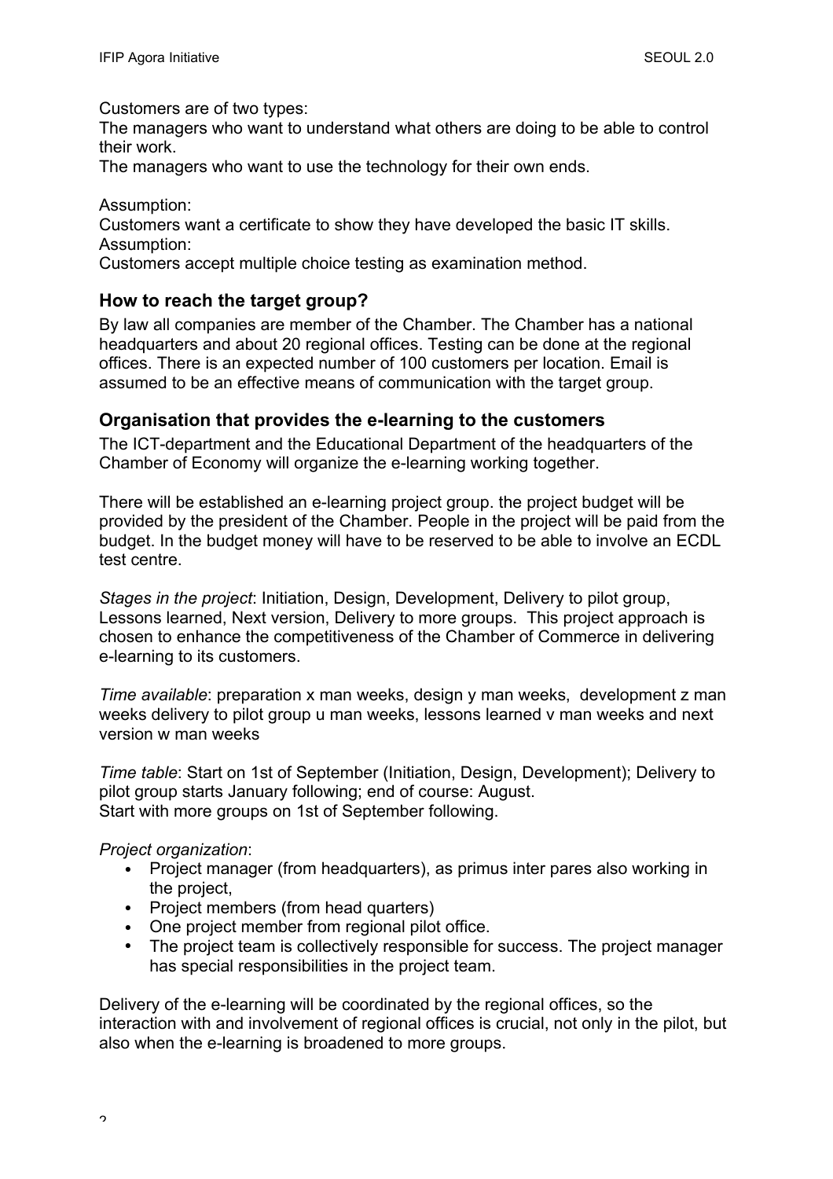Customers are of two types:

The managers who want to understand what others are doing to be able to control their work.

The managers who want to use the technology for their own ends.

Assumption:

Customers want a certificate to show they have developed the basic IT skills.

Assumption:

Customers accept multiple choice testing as examination method.

### How to reach the target group?

By law all companies are member of the Chamber. The Chamber has a national headquarters and about 20 regional offices. Testing can be done at the regional offices. There is an expected number of 100 customers per location. Email is assumed to be an effective means of communication with the target group.

### Organisation that provides the e-learning to the customers

The ICT-department and the Educational Department of the headquarters of the Chamber of Economy will organize the e-learning working together.

There will be established an e-learning project group. the project budget will be provided by the president of the Chamber. People in the project will be paid from the budget. In the budget money will have to be reserved to be able to involve an ECDL test centre.

*Stages in the project*: Initiation, Design, Development, Delivery to pilot group, Lessons learned, Next version, Delivery to more groups. This project approach is chosen to enhance the competitiveness of the Chamber of Commerce in delivering e-learning to its customers.

*Time available*: preparation x man weeks, design y man weeks, development z man weeks delivery to pilot group u man weeks, lessons learned v man weeks and next version w man weeks

*Time table*: Start on 1st of September (Initiation, Design, Development); Delivery to pilot group starts January following; end of course: August.

Start with more groups on 1st of September following.

*Project organization*:

- Project manager (from headquarters), as primus inter pares also working in the project,
- Project members (from head quarters)
- One project member from regional pilot office.
- The project team is collectively responsible for success. The project manager has special responsibilities in the project team.

Delivery of the e-learning will be coordinated by the regional offices, so the interaction with and involvement of regional offices is crucial, not only in the pilot, but also when the e-learning is broadened to more groups.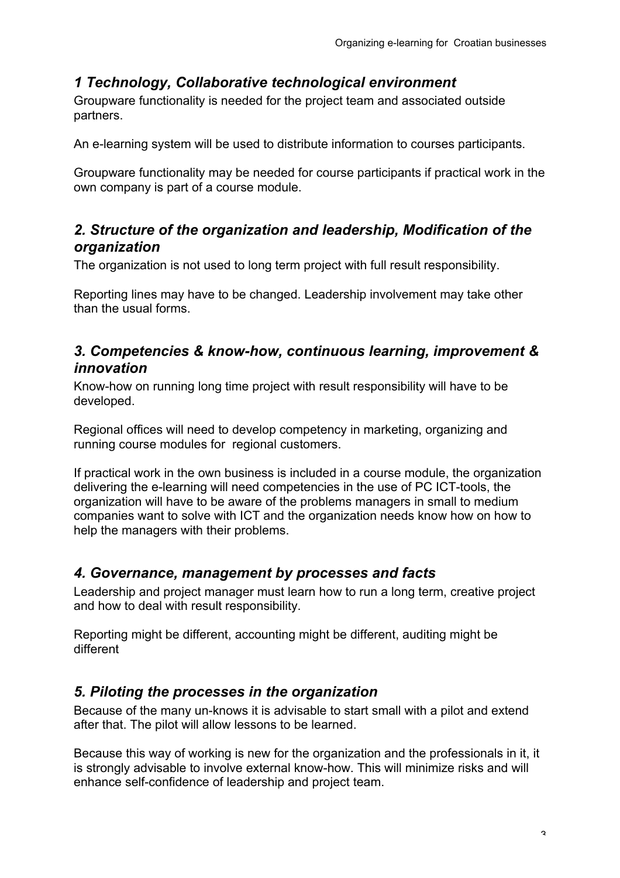## *1 Technology, Collaborative technological environment*

Groupware functionality is needed for the project team and associated outside partners.

An e-learning system will be used to distribute information to courses participants.

Groupware functionality may be needed for course participants if practical work in the own company is part of a course module.

## *2. Structure of the organization and leadership, Modification of the organization*

The organization is not used to long term project with full result responsibility.

Reporting lines may have to be changed. Leadership involvement may take other than the usual forms.

## *3. Competencies & know-how, continuous learning, improvement & innovation*

Know-how on running long time project with result responsibility will have to be developed.

Regional offices will need to develop competency in marketing, organizing and running course modules for regional customers.

If practical work in the own business is included in a course module, the organization delivering the e-learning will need competencies in the use of PC ICT-tools, the organization will have to be aware of the problems managers in small to medium companies want to solve with ICT and the organization needs know how on how to help the managers with their problems.

## *4. Governance, management by processes and facts*

Leadership and project manager must learn how to run a long term, creative project and how to deal with result responsibility.

Reporting might be different, accounting might be different, auditing might be different

## *5. Piloting the processes in the organization*

Because of the many un-knows it is advisable to start small with a pilot and extend after that. The pilot will allow lessons to be learned.

Because this way of working is new for the organization and the professionals in it, it is strongly advisable to involve external know-how. This will minimize risks and will enhance self-confidence of leadership and project team.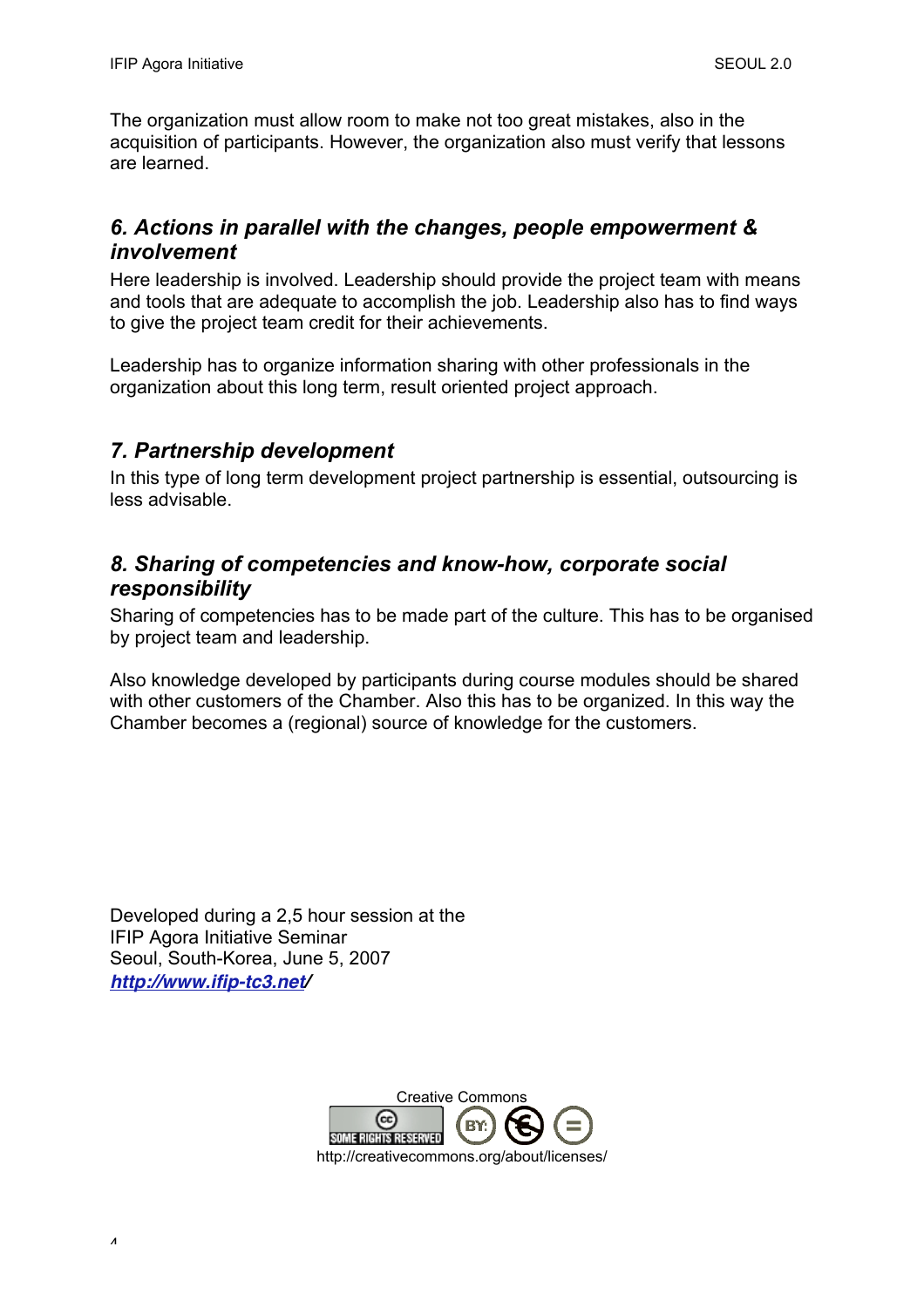The organization must allow room to make not too great mistakes, also in the acquisition of participants. However, the organization also must verify that lessons are learned.

## *6. Actions in parallel with the changes, people empowerment & involvement*

Here leadership is involved. Leadership should provide the project team with means and tools that are adequate to accomplish the job. Leadership also has to find ways to give the project team credit for their achievements.

Leadership has to organize information sharing with other professionals in the organization about this long term, result oriented project approach.

## *7. Partnership development*

In this type of long term development project partnership is essential, outsourcing is less advisable.

## *8. Sharing of competencies and know-how, corporate social responsibility*

Sharing of competencies has to be made part of the culture. This has to be organised by project team and leadership.

Also knowledge developed by participants during course modules should be shared with other customers of the Chamber. Also this has to be organized. In this way the Chamber becomes a (regional) source of knowledge for the customers.

Developed during a 2,5 hour session at the
IFIP Agora Initiative Seminar
Seoul, South-Korea, June 5, 2007
***http://www.ifip-tc3.net/***

Creative Commons
SOME RIGHTS RESERVED
http://creativecommons.org/about/licenses/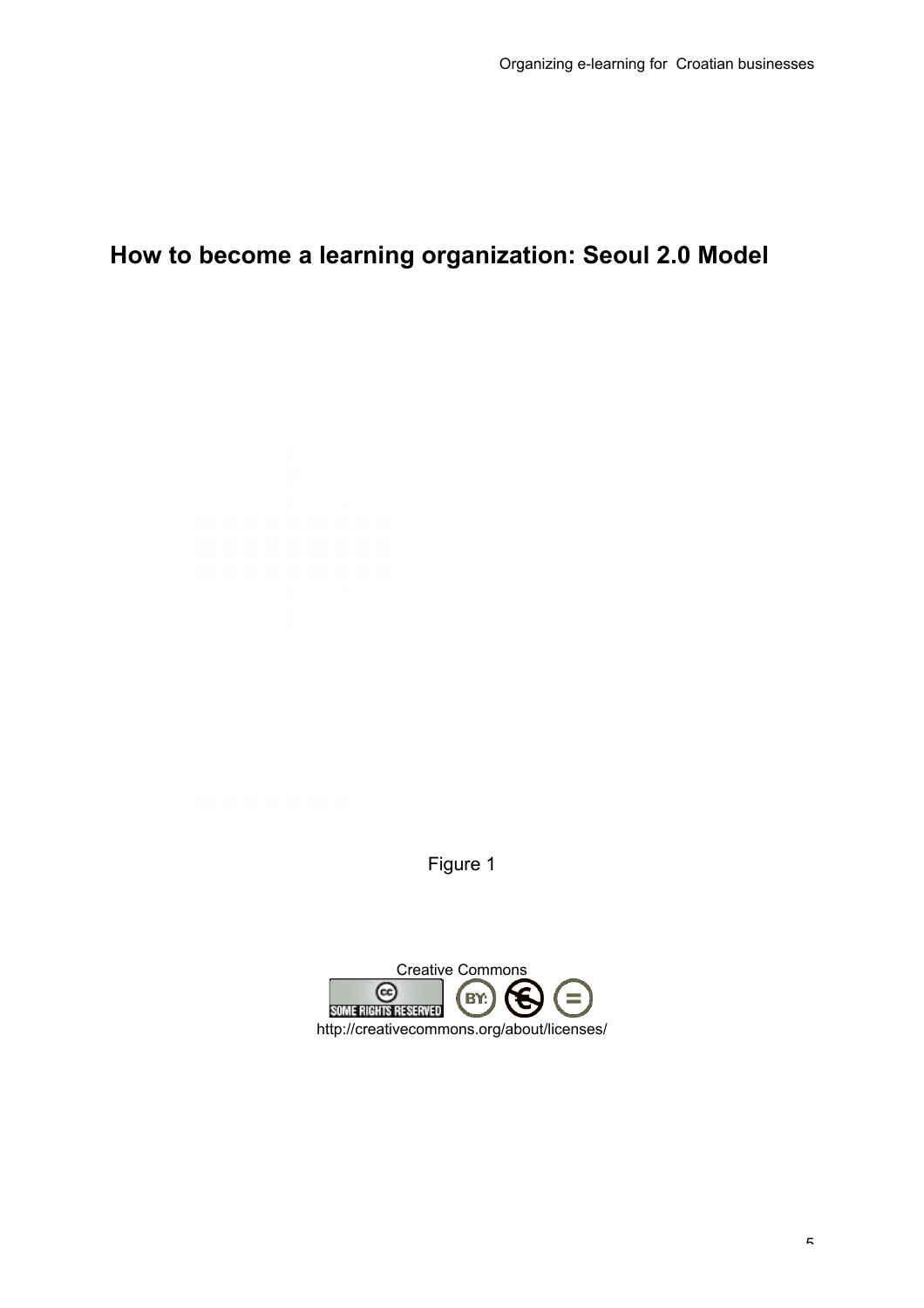# How to become a learning organization: Seoul 2.0 Model

Figure 1

Creative Commons

http://creativecommons.org/about/licenses/